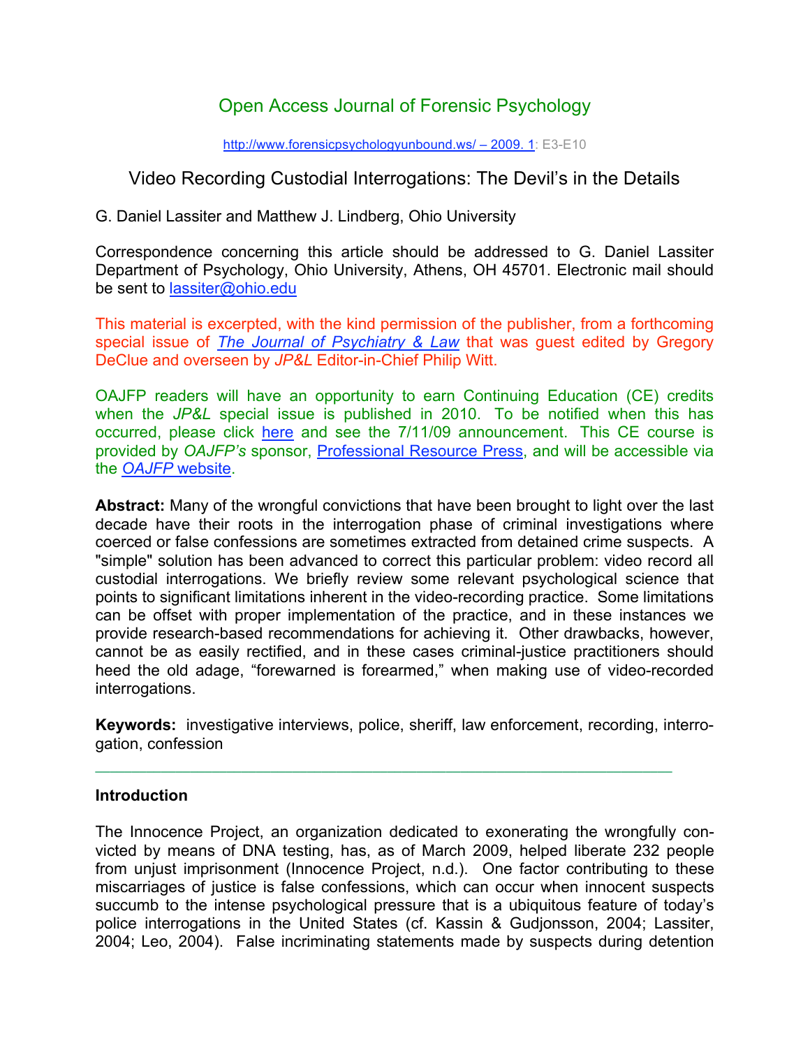Open Access Journal of Forensic Psychology

http://www.forensicpsychologyunbound.ws/ – 2009. 1: E3-E10

# Video Recording Custodial Interrogations: The Devil's in the Details

G. Daniel Lassiter and Matthew J. Lindberg, Ohio University

Correspondence concerning this article should be addressed to G. Daniel Lassiter Department of Psychology, Ohio University, Athens, OH 45701. Electronic mail should be sent to lassiter@ohio.edu

This material is excerpted, with the kind permission of the publisher, from a forthcoming special issue of *The Journal of Psychiatry & Law* that was guest edited by Gregory DeClue and overseen by *JP&L* Editor-in-Chief Philip Witt.

OAJFP readers will have an opportunity to earn Continuing Education (CE) credits when the *JP&L* special issue is published in 2010. To be notified when this has occurred, please click here and see the 7/11/09 announcement. This CE course is provided by *OAJFP's* sponsor, Professional Resource Press, and will be accessible via the *OAJFP* website.

**Abstract:** Many of the wrongful convictions that have been brought to light over the last decade have their roots in the interrogation phase of criminal investigations where coerced or false confessions are sometimes extracted from detained crime suspects. A "simple" solution has been advanced to correct this particular problem: video record all custodial interrogations. We briefly review some relevant psychological science that points to significant limitations inherent in the video-recording practice. Some limitations can be offset with proper implementation of the practice, and in these instances we provide research-based recommendations for achieving it. Other drawbacks, however, cannot be as easily rectified, and in these cases criminal-justice practitioners should heed the old adage, "forewarned is forearmed," when making use of video-recorded interrogations.

**Keywords:** investigative interviews, police, sheriff, law enforcement, recording, interrogation, confession

---

## Introduction

The Innocence Project, an organization dedicated to exonerating the wrongfully convicted by means of DNA testing, has, as of March 2009, helped liberate 232 people from unjust imprisonment (Innocence Project, n.d.). One factor contributing to these miscarriages of justice is false confessions, which can occur when innocent suspects succumb to the intense psychological pressure that is a ubiquitous feature of today's police interrogations in the United States (cf. Kassin & Gudjonsson, 2004; Lassiter, 2004; Leo, 2004). False incriminating statements made by suspects during detention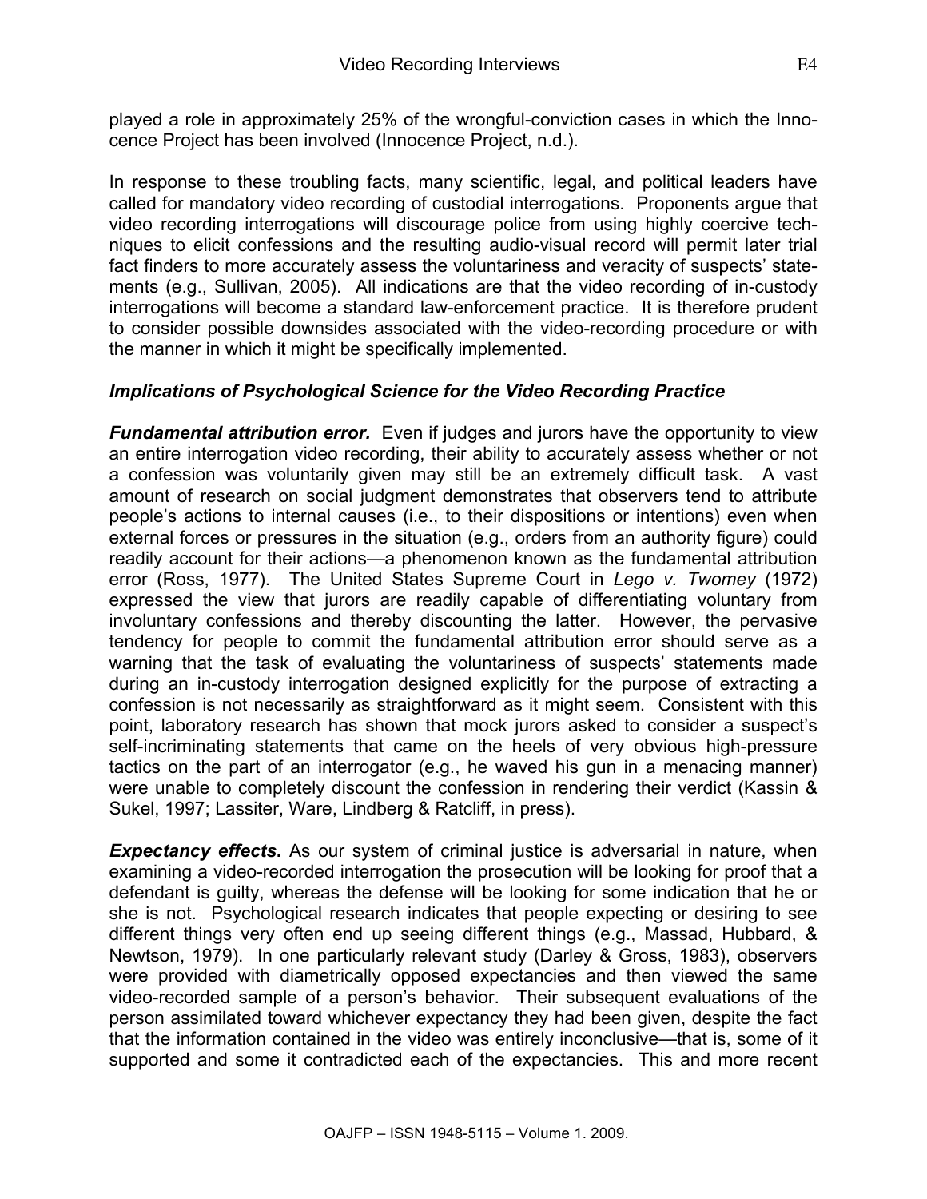played a role in approximately 25% of the wrongful-conviction cases in which the Innocence Project has been involved (Innocence Project, n.d.).

In response to these troubling facts, many scientific, legal, and political leaders have called for mandatory video recording of custodial interrogations. Proponents argue that video recording interrogations will discourage police from using highly coercive techniques to elicit confessions and the resulting audio-visual record will permit later trial fact finders to more accurately assess the voluntariness and veracity of suspects' statements (e.g., Sullivan, 2005). All indications are that the video recording of in-custody interrogations will become a standard law-enforcement practice. It is therefore prudent to consider possible downsides associated with the video-recording procedure or with the manner in which it might be specifically implemented.

### *Implications of Psychological Science for the Video Recording Practice*

***Fundamental attribution error.*** Even if judges and jurors have the opportunity to view an entire interrogation video recording, their ability to accurately assess whether or not a confession was voluntarily given may still be an extremely difficult task. A vast amount of research on social judgment demonstrates that observers tend to attribute people's actions to internal causes (i.e., to their dispositions or intentions) even when external forces or pressures in the situation (e.g., orders from an authority figure) could readily account for their actions—a phenomenon known as the fundamental attribution error (Ross, 1977). The United States Supreme Court in *Lego v. Twomey* (1972) expressed the view that jurors are readily capable of differentiating voluntary from involuntary confessions and thereby discounting the latter. However, the pervasive tendency for people to commit the fundamental attribution error should serve as a warning that the task of evaluating the voluntariness of suspects' statements made during an in-custody interrogation designed explicitly for the purpose of extracting a confession is not necessarily as straightforward as it might seem. Consistent with this point, laboratory research has shown that mock jurors asked to consider a suspect's self-incriminating statements that came on the heels of very obvious high-pressure tactics on the part of an interrogator (e.g., he waved his gun in a menacing manner) were unable to completely discount the confession in rendering their verdict (Kassin & Sukel, 1997; Lassiter, Ware, Lindberg & Ratcliff, in press).

***Expectancy effects.*** As our system of criminal justice is adversarial in nature, when examining a video-recorded interrogation the prosecution will be looking for proof that a defendant is guilty, whereas the defense will be looking for some indication that he or she is not. Psychological research indicates that people expecting or desiring to see different things very often end up seeing different things (e.g., Massad, Hubbard, & Newtson, 1979). In one particularly relevant study (Darley & Gross, 1983), observers were provided with diametrically opposed expectancies and then viewed the same video-recorded sample of a person's behavior. Their subsequent evaluations of the person assimilated toward whichever expectancy they had been given, despite the fact that the information contained in the video was entirely inconclusive—that is, some of it supported and some it contradicted each of the expectancies. This and more recent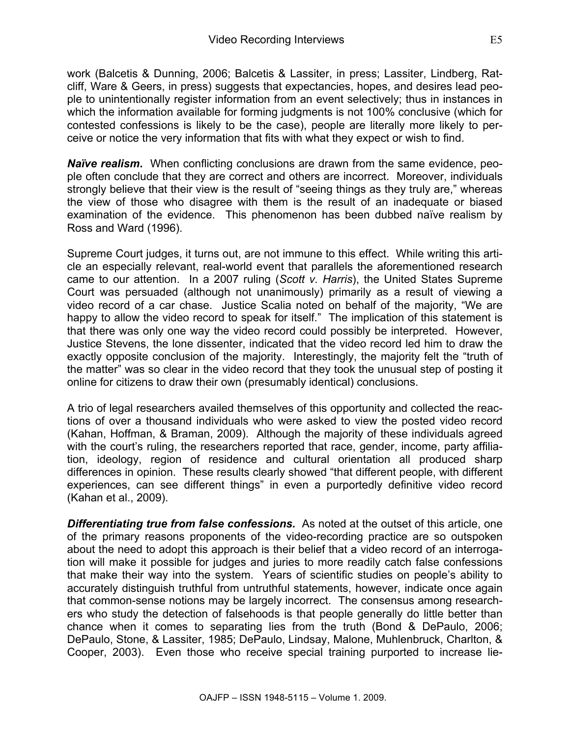work (Balcetis & Dunning, 2006; Balcetis & Lassiter, in press; Lassiter, Lindberg, Ratcliff, Ware & Geers, in press) suggests that expectancies, hopes, and desires lead people to unintentionally register information from an event selectively; thus in instances in which the information available for forming judgments is not 100% conclusive (which for contested confessions is likely to be the case), people are literally more likely to perceive or notice the very information that fits with what they expect or wish to find.

***Naïve realism*.** When conflicting conclusions are drawn from the same evidence, people often conclude that they are correct and others are incorrect. Moreover, individuals strongly believe that their view is the result of "seeing things as they truly are," whereas the view of those who disagree with them is the result of an inadequate or biased examination of the evidence. This phenomenon has been dubbed naïve realism by Ross and Ward (1996).

Supreme Court judges, it turns out, are not immune to this effect. While writing this article an especially relevant, real-world event that parallels the aforementioned research came to our attention. In a 2007 ruling (*Scott v. Harris*), the United States Supreme Court was persuaded (although not unanimously) primarily as a result of viewing a video record of a car chase. Justice Scalia noted on behalf of the majority, "We are happy to allow the video record to speak for itself." The implication of this statement is that there was only one way the video record could possibly be interpreted. However, Justice Stevens, the lone dissenter, indicated that the video record led him to draw the exactly opposite conclusion of the majority. Interestingly, the majority felt the "truth of the matter" was so clear in the video record that they took the unusual step of posting it online for citizens to draw their own (presumably identical) conclusions.

A trio of legal researchers availed themselves of this opportunity and collected the reactions of over a thousand individuals who were asked to view the posted video record (Kahan, Hoffman, & Braman, 2009). Although the majority of these individuals agreed with the court's ruling, the researchers reported that race, gender, income, party affiliation, ideology, region of residence and cultural orientation all produced sharp differences in opinion. These results clearly showed "that different people, with different experiences, can see different things" in even a purportedly definitive video record (Kahan et al., 2009).

***Differentiating true from false confessions.*** As noted at the outset of this article, one of the primary reasons proponents of the video-recording practice are so outspoken about the need to adopt this approach is their belief that a video record of an interrogation will make it possible for judges and juries to more readily catch false confessions that make their way into the system. Years of scientific studies on people's ability to accurately distinguish truthful from untruthful statements, however, indicate once again that common-sense notions may be largely incorrect. The consensus among researchers who study the detection of falsehoods is that people generally do little better than chance when it comes to separating lies from the truth (Bond & DePaulo, 2006; DePaulo, Stone, & Lassiter, 1985; DePaulo, Lindsay, Malone, Muhlenbruck, Charlton, & Cooper, 2003). Even those who receive special training purported to increase lie-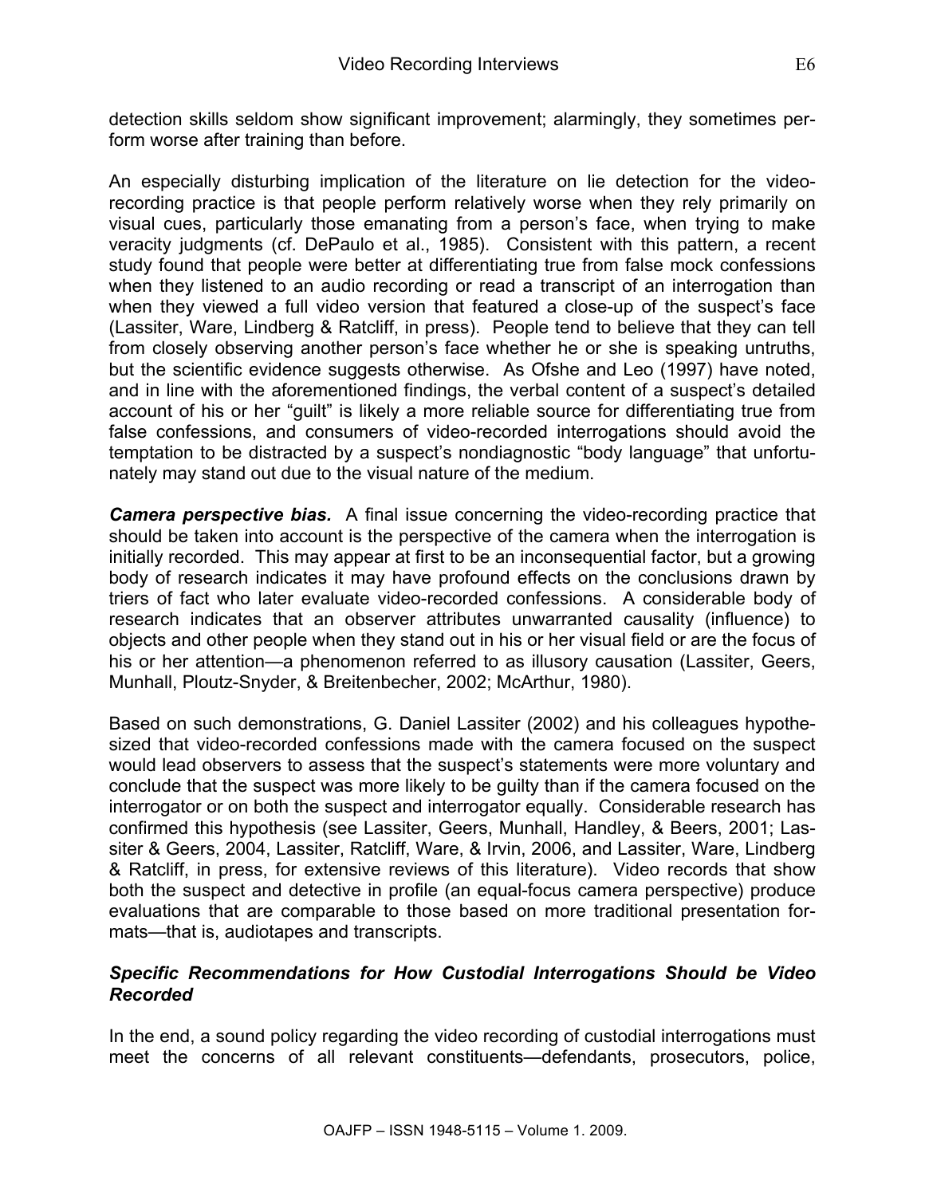detection skills seldom show significant improvement; alarmingly, they sometimes perform worse after training than before.

An especially disturbing implication of the literature on lie detection for the video-recording practice is that people perform relatively worse when they rely primarily on visual cues, particularly those emanating from a person's face, when trying to make veracity judgments (cf. DePaulo et al., 1985). Consistent with this pattern, a recent study found that people were better at differentiating true from false mock confessions when they listened to an audio recording or read a transcript of an interrogation than when they viewed a full video version that featured a close-up of the suspect's face (Lassiter, Ware, Lindberg & Ratcliff, in press). People tend to believe that they can tell from closely observing another person's face whether he or she is speaking untruths, but the scientific evidence suggests otherwise. As Ofshe and Leo (1997) have noted, and in line with the aforementioned findings, the verbal content of a suspect's detailed account of his or her "guilt" is likely a more reliable source for differentiating true from false confessions, and consumers of video-recorded interrogations should avoid the temptation to be distracted by a suspect's nondiagnostic "body language" that unfortunately may stand out due to the visual nature of the medium.

***Camera perspective bias.*** A final issue concerning the video-recording practice that should be taken into account is the perspective of the camera when the interrogation is initially recorded. This may appear at first to be an inconsequential factor, but a growing body of research indicates it may have profound effects on the conclusions drawn by triers of fact who later evaluate video-recorded confessions. A considerable body of research indicates that an observer attributes unwarranted causality (influence) to objects and other people when they stand out in his or her visual field or are the focus of his or her attention—a phenomenon referred to as illusory causation (Lassiter, Geers, Munhall, Ploutz-Snyder, & Breitenbecher, 2002; McArthur, 1980).

Based on such demonstrations, G. Daniel Lassiter (2002) and his colleagues hypothesized that video-recorded confessions made with the camera focused on the suspect would lead observers to assess that the suspect's statements were more voluntary and conclude that the suspect was more likely to be guilty than if the camera focused on the interrogator or on both the suspect and interrogator equally. Considerable research has confirmed this hypothesis (see Lassiter, Geers, Munhall, Handley, & Beers, 2001; Lassiter & Geers, 2004, Lassiter, Ratcliff, Ware, & Irvin, 2006, and Lassiter, Ware, Lindberg & Ratcliff, in press, for extensive reviews of this literature). Video records that show both the suspect and detective in profile (an equal-focus camera perspective) produce evaluations that are comparable to those based on more traditional presentation formats—that is, audiotapes and transcripts.

### *Specific Recommendations for How Custodial Interrogations Should be Video Recorded*

In the end, a sound policy regarding the video recording of custodial interrogations must meet the concerns of all relevant constituents—defendants, prosecutors, police,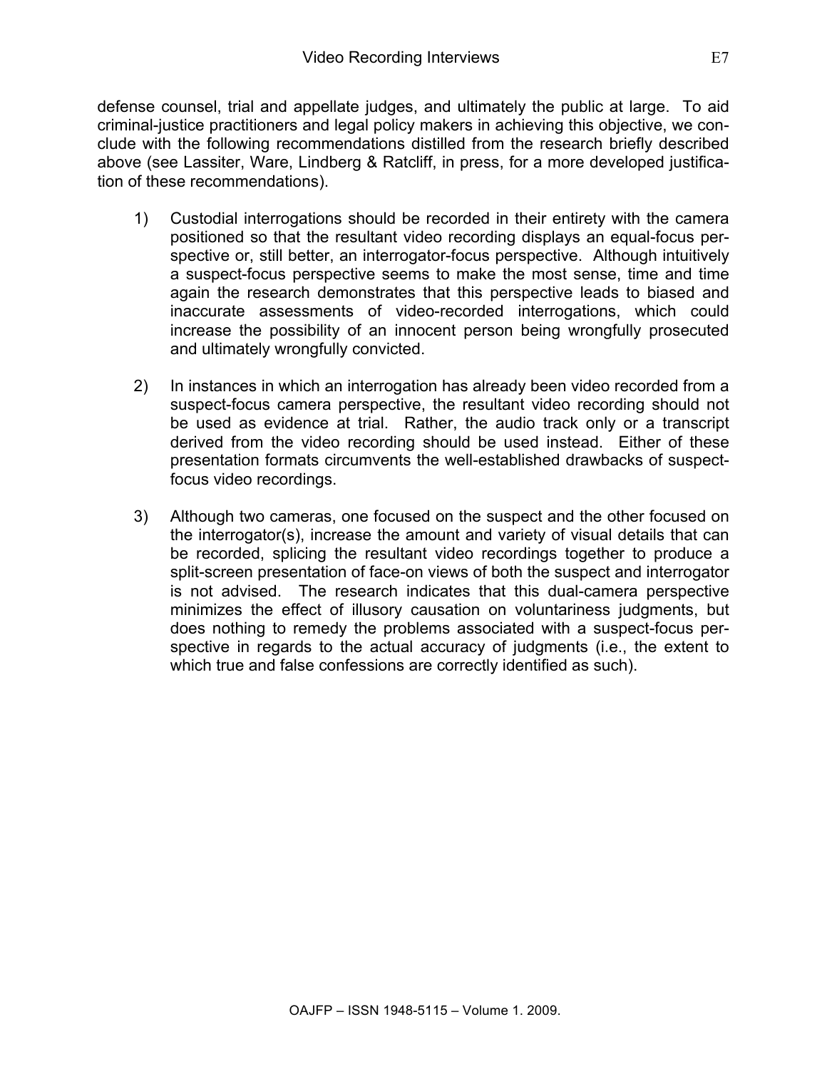defense counsel, trial and appellate judges, and ultimately the public at large. To aid criminal-justice practitioners and legal policy makers in achieving this objective, we conclude with the following recommendations distilled from the research briefly described above (see Lassiter, Ware, Lindberg & Ratcliff, in press, for a more developed justification of these recommendations).

1) Custodial interrogations should be recorded in their entirety with the camera positioned so that the resultant video recording displays an equal-focus perspective or, still better, an interrogator-focus perspective. Although intuitively a suspect-focus perspective seems to make the most sense, time and time again the research demonstrates that this perspective leads to biased and inaccurate assessments of video-recorded interrogations, which could increase the possibility of an innocent person being wrongfully prosecuted and ultimately wrongfully convicted.

2) In instances in which an interrogation has already been video recorded from a suspect-focus camera perspective, the resultant video recording should not be used as evidence at trial. Rather, the audio track only or a transcript derived from the video recording should be used instead. Either of these presentation formats circumvents the well-established drawbacks of suspect-focus video recordings.

3) Although two cameras, one focused on the suspect and the other focused on the interrogator(s), increase the amount and variety of visual details that can be recorded, splicing the resultant video recordings together to produce a split-screen presentation of face-on views of both the suspect and interrogator is not advised. The research indicates that this dual-camera perspective minimizes the effect of illusory causation on voluntariness judgments, but does nothing to remedy the problems associated with a suspect-focus perspective in regards to the actual accuracy of judgments (i.e., the extent to which true and false confessions are correctly identified as such).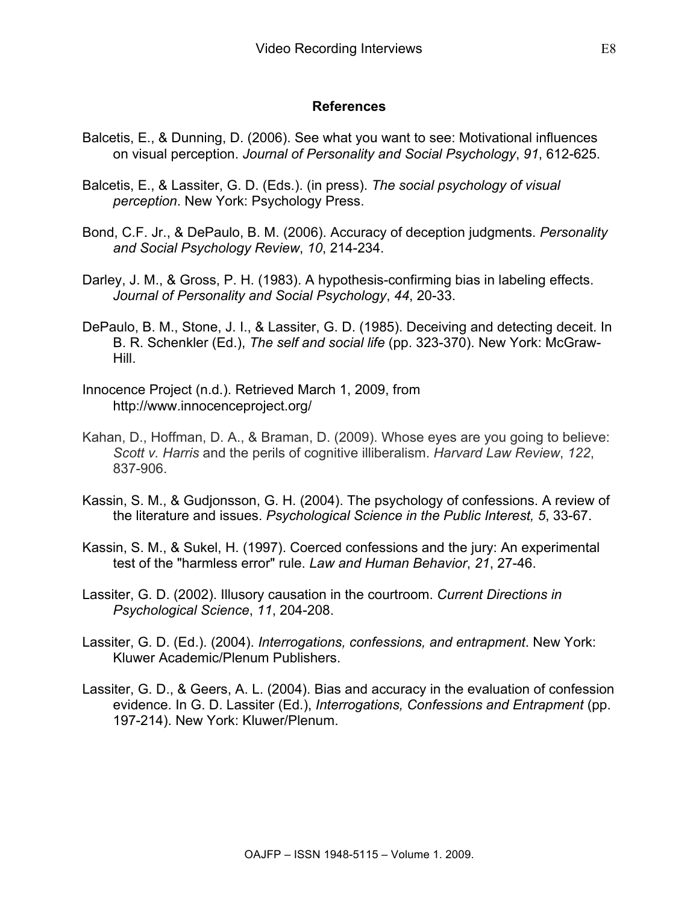## References

Balcetis, E., & Dunning, D. (2006). See what you want to see: Motivational influences on visual perception. *Journal of Personality and Social Psychology*, *91*, 612-625.

Balcetis, E., & Lassiter, G. D. (Eds.). (in press). *The social psychology of visual perception*. New York: Psychology Press.

Bond, C.F. Jr., & DePaulo, B. M. (2006). Accuracy of deception judgments. *Personality and Social Psychology Review*, *10*, 214-234.

Darley, J. M., & Gross, P. H. (1983). A hypothesis-confirming bias in labeling effects. *Journal of Personality and Social Psychology*, *44*, 20-33.

DePaulo, B. M., Stone, J. I., & Lassiter, G. D. (1985). Deceiving and detecting deceit. In B. R. Schenkler (Ed.), *The self and social life* (pp. 323-370). New York: McGraw-Hill.

Innocence Project (n.d.). Retrieved March 1, 2009, from http://www.innocenceproject.org/

Kahan, D., Hoffman, D. A., & Braman, D. (2009). Whose eyes are you going to believe: *Scott v. Harris* and the perils of cognitive illiberalism. *Harvard Law Review*, *122*, 837-906.

Kassin, S. M., & Gudjonsson, G. H. (2004). The psychology of confessions. A review of the literature and issues. *Psychological Science in the Public Interest, 5*, 33-67.

Kassin, S. M., & Sukel, H. (1997). Coerced confessions and the jury: An experimental test of the "harmless error" rule. *Law and Human Behavior*, *21*, 27-46.

Lassiter, G. D. (2002). Illusory causation in the courtroom. *Current Directions in Psychological Science*, *11*, 204-208.

Lassiter, G. D. (Ed.). (2004). *Interrogations, confessions, and entrapment*. New York: Kluwer Academic/Plenum Publishers.

Lassiter, G. D., & Geers, A. L. (2004). Bias and accuracy in the evaluation of confession evidence. In G. D. Lassiter (Ed.), *Interrogations, Confessions and Entrapment* (pp. 197-214). New York: Kluwer/Plenum.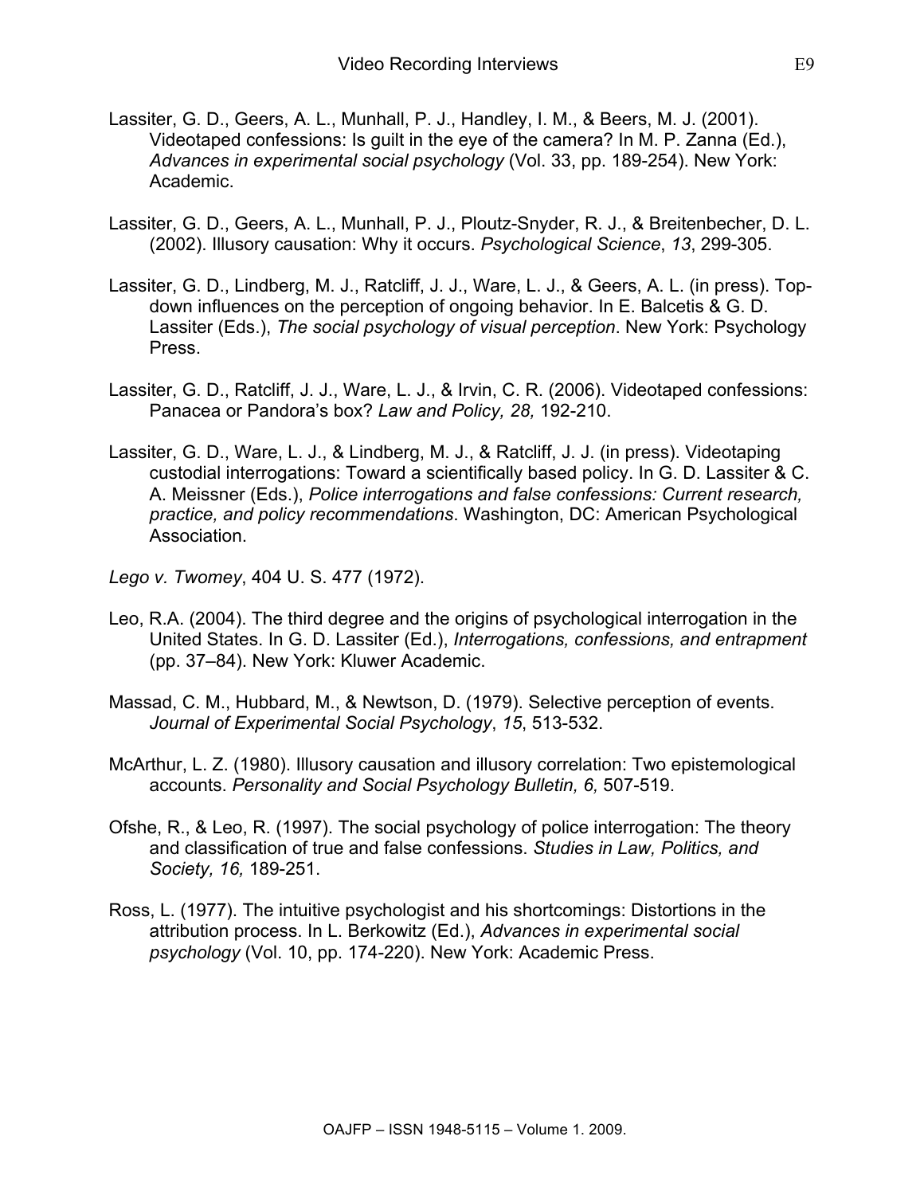Lassiter, G. D., Geers, A. L., Munhall, P. J., Handley, I. M., & Beers, M. J. (2001). Videotaped confessions: Is guilt in the eye of the camera? In M. P. Zanna (Ed.), *Advances in experimental social psychology* (Vol. 33, pp. 189-254). New York: Academic.

Lassiter, G. D., Geers, A. L., Munhall, P. J., Ploutz-Snyder, R. J., & Breitenbecher, D. L. (2002). Illusory causation: Why it occurs. *Psychological Science*, *13*, 299-305.

Lassiter, G. D., Lindberg, M. J., Ratcliff, J. J., Ware, L. J., & Geers, A. L. (in press). Top-down influences on the perception of ongoing behavior. In E. Balcetis & G. D. Lassiter (Eds.), *The social psychology of visual perception*. New York: Psychology Press.

Lassiter, G. D., Ratcliff, J. J., Ware, L. J., & Irvin, C. R. (2006). Videotaped confessions: Panacea or Pandora's box? *Law and Policy, 28,* 192-210.

Lassiter, G. D., Ware, L. J., & Lindberg, M. J., & Ratcliff, J. J. (in press). Videotaping custodial interrogations: Toward a scientifically based policy. In G. D. Lassiter & C. A. Meissner (Eds.), *Police interrogations and false confessions: Current research, practice, and policy recommendations*. Washington, DC: American Psychological Association.

*Lego v. Twomey*, 404 U. S. 477 (1972).

Leo, R.A. (2004). The third degree and the origins of psychological interrogation in the United States. In G. D. Lassiter (Ed.), *Interrogations, confessions, and entrapment* (pp. 37–84). New York: Kluwer Academic.

Massad, C. M., Hubbard, M., & Newtson, D. (1979). Selective perception of events. *Journal of Experimental Social Psychology*, *15*, 513-532.

McArthur, L. Z. (1980). Illusory causation and illusory correlation: Two epistemological accounts. *Personality and Social Psychology Bulletin, 6,* 507-519.

Ofshe, R., & Leo, R. (1997). The social psychology of police interrogation: The theory and classification of true and false confessions. *Studies in Law, Politics, and Society, 16,* 189-251.

Ross, L. (1977). The intuitive psychologist and his shortcomings: Distortions in the attribution process. In L. Berkowitz (Ed.), *Advances in experimental social psychology* (Vol. 10, pp. 174-220). New York: Academic Press.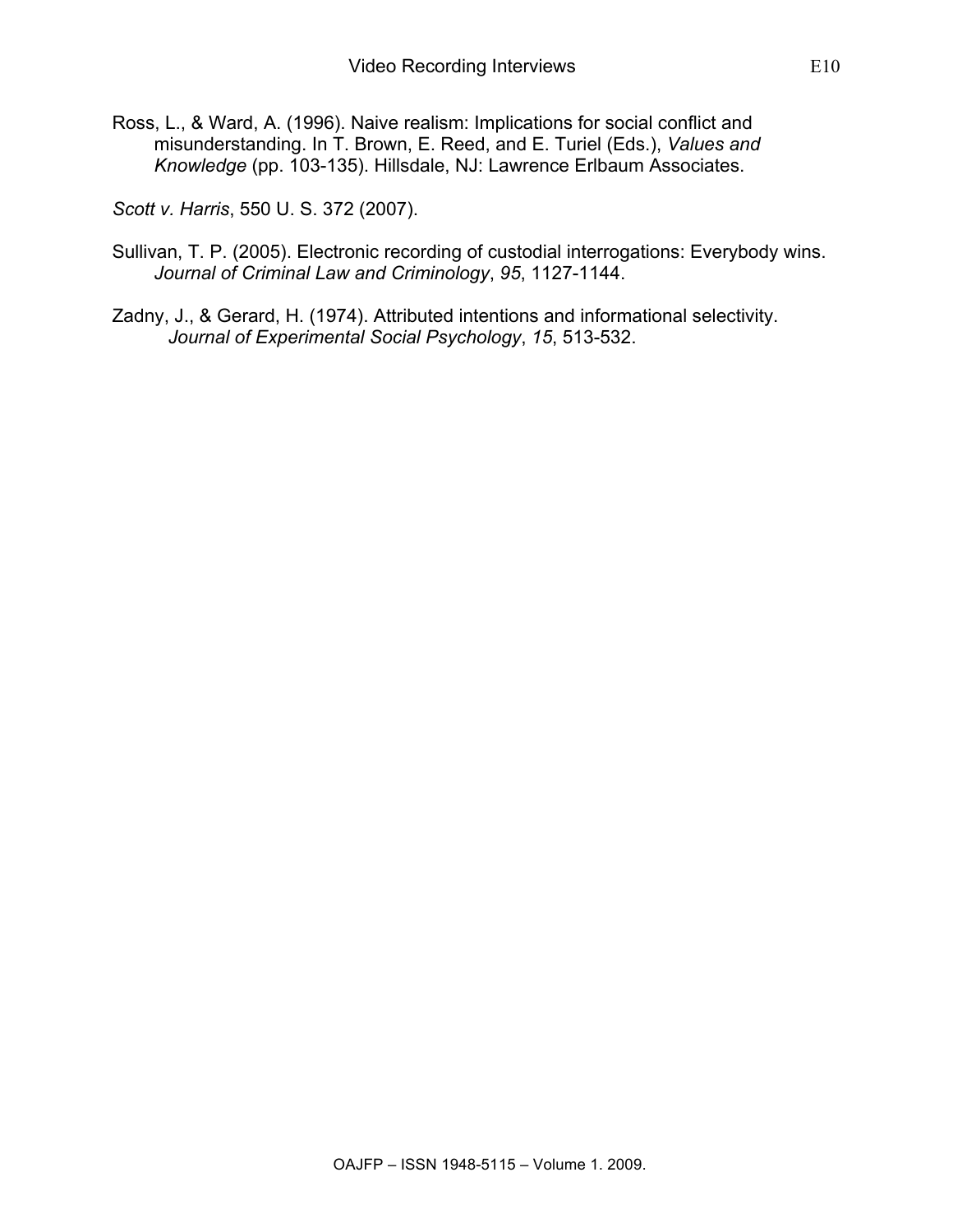Ross, L., & Ward, A. (1996). Naive realism: Implications for social conflict and misunderstanding. In T. Brown, E. Reed, and E. Turiel (Eds.), *Values and Knowledge* (pp. 103-135). Hillsdale, NJ: Lawrence Erlbaum Associates.

*Scott v. Harris*, 550 U. S. 372 (2007).

Sullivan, T. P. (2005). Electronic recording of custodial interrogations: Everybody wins. *Journal of Criminal Law and Criminology*, *95*, 1127-1144.

Zadny, J., & Gerard, H. (1974). Attributed intentions and informational selectivity. *Journal of Experimental Social Psychology*, *15*, 513-532.